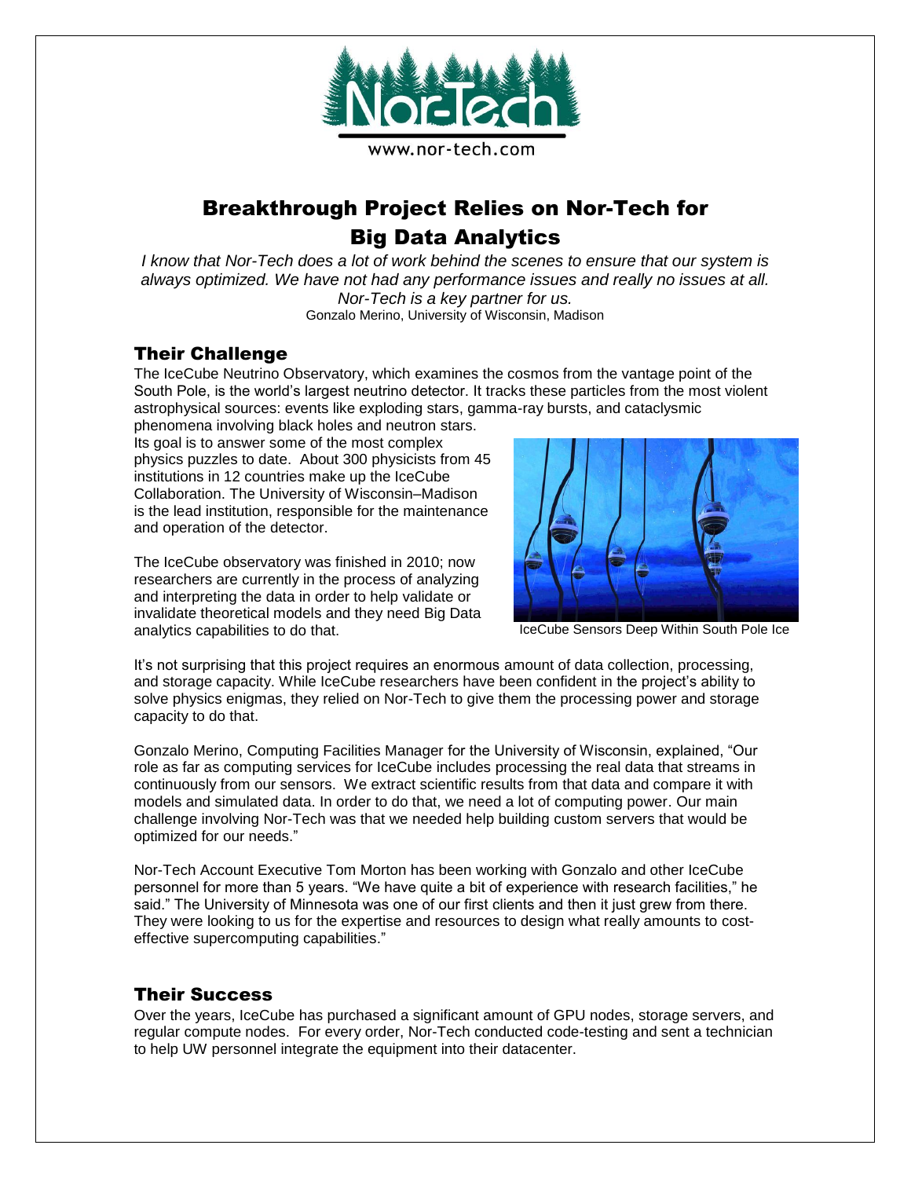www.nor-tech.com

# Breakthrough Project Relies on Nor-Tech for Big Data Analytics

*I know that Nor-Tech does a lot of work behind the scenes to ensure that our system is always optimized. We have not had any performance issues and really no issues at all. Nor-Tech is a key partner for us.*
Gonzalo Merino, University of Wisconsin, Madison

## Their Challenge

The IceCube Neutrino Observatory, which examines the cosmos from the vantage point of the South Pole, is the world's largest neutrino detector. It tracks these particles from the most violent astrophysical sources: events like exploding stars, gamma-ray bursts, and cataclysmic phenomena involving black holes and neutron stars. Its goal is to answer some of the most complex physics puzzles to date. About 300 physicists from 45 institutions in 12 countries make up the IceCube Collaboration. The University of Wisconsin–Madison is the lead institution, responsible for the maintenance and operation of the detector.

The IceCube observatory was finished in 2010; now researchers are currently in the process of analyzing and interpreting the data in order to help validate or invalidate theoretical models and they need Big Data analytics capabilities to do that.

IceCube Sensors Deep Within South Pole Ice

It's not surprising that this project requires an enormous amount of data collection, processing, and storage capacity. While IceCube researchers have been confident in the project's ability to solve physics enigmas, they relied on Nor-Tech to give them the processing power and storage capacity to do that.

Gonzalo Merino, Computing Facilities Manager for the University of Wisconsin, explained, "Our role as far as computing services for IceCube includes processing the real data that streams in continuously from our sensors. We extract scientific results from that data and compare it with models and simulated data. In order to do that, we need a lot of computing power. Our main challenge involving Nor-Tech was that we needed help building custom servers that would be optimized for our needs."

Nor-Tech Account Executive Tom Morton has been working with Gonzalo and other IceCube personnel for more than 5 years. "We have quite a bit of experience with research facilities," he said." The University of Minnesota was one of our first clients and then it just grew from there. They were looking to us for the expertise and resources to design what really amounts to cost-effective supercomputing capabilities."

## Their Success

Over the years, IceCube has purchased a significant amount of GPU nodes, storage servers, and regular compute nodes. For every order, Nor-Tech conducted code-testing and sent a technician to help UW personnel integrate the equipment into their datacenter.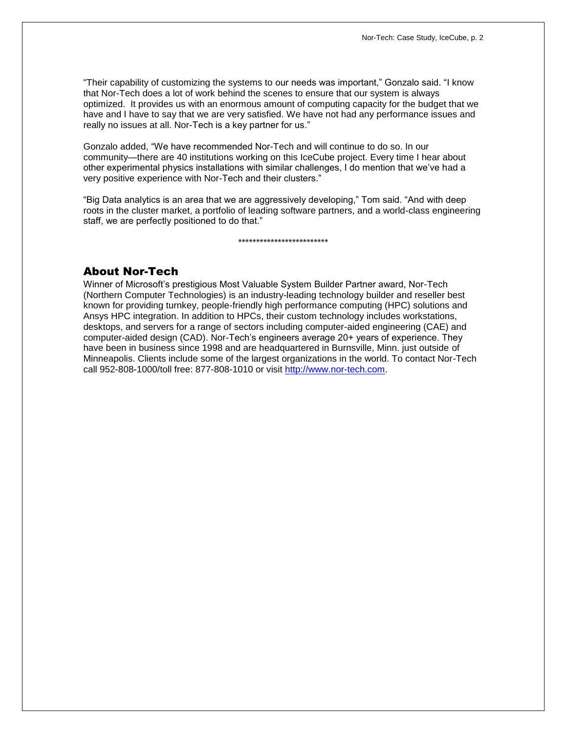"Their capability of customizing the systems to our needs was important," Gonzalo said. "I know that Nor-Tech does a lot of work behind the scenes to ensure that our system is always optimized. It provides us with an enormous amount of computing capacity for the budget that we have and I have to say that we are very satisfied. We have not had any performance issues and really no issues at all. Nor-Tech is a key partner for us."

Gonzalo added, "We have recommended Nor-Tech and will continue to do so. In our community—there are 40 institutions working on this IceCube project. Every time I hear about other experimental physics installations with similar challenges, I do mention that we've had a very positive experience with Nor-Tech and their clusters."

"Big Data analytics is an area that we are aggressively developing," Tom said. "And with deep roots in the cluster market, a portfolio of leading software partners, and a world-class engineering staff, we are perfectly positioned to do that."

*************************

## About Nor-Tech

Winner of Microsoft's prestigious Most Valuable System Builder Partner award, Nor-Tech (Northern Computer Technologies) is an industry-leading technology builder and reseller best known for providing turnkey, people-friendly high performance computing (HPC) solutions and Ansys HPC integration. In addition to HPCs, their custom technology includes workstations, desktops, and servers for a range of sectors including computer-aided engineering (CAE) and computer-aided design (CAD). Nor-Tech's engineers average 20+ years of experience. They have been in business since 1998 and are headquartered in Burnsville, Minn. just outside of Minneapolis. Clients include some of the largest organizations in the world. To contact Nor-Tech call 952-808-1000/toll free: 877-808-1010 or visit [http://www.nor-tech.com](http://www.nor-tech.com).